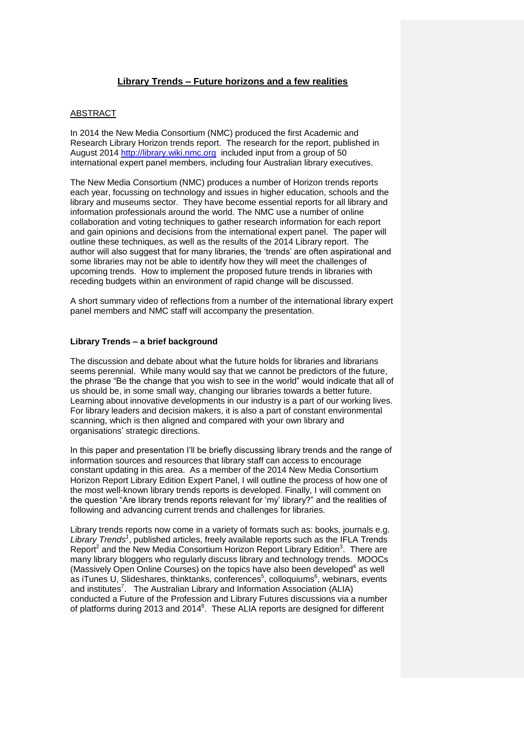# Library Trends – Future horizons and a few realities

## ABSTRACT

In 2014 the New Media Consortium (NMC) produced the first Academic and Research Library Horizon trends report. The research for the report, published in August 2014 http://library.wiki.nmc.org included input from a group of 50 international expert panel members, including four Australian library executives.

The New Media Consortium (NMC) produces a number of Horizon trends reports each year, focussing on technology and issues in higher education, schools and the library and museums sector. They have become essential reports for all library and information professionals around the world. The NMC use a number of online collaboration and voting techniques to gather research information for each report and gain opinions and decisions from the international expert panel. The paper will outline these techniques, as well as the results of the 2014 Library report. The author will also suggest that for many libraries, the 'trends' are often aspirational and some libraries may not be able to identify how they will meet the challenges of upcoming trends. How to implement the proposed future trends in libraries with receding budgets within an environment of rapid change will be discussed.

A short summary video of reflections from a number of the international library expert panel members and NMC staff will accompany the presentation.

## Library Trends – a brief background

The discussion and debate about what the future holds for libraries and librarians seems perennial. While many would say that we cannot be predictors of the future, the phrase "Be the change that you wish to see in the world" would indicate that all of us should be, in some small way, changing our libraries towards a better future. Learning about innovative developments in our industry is a part of our working lives. For library leaders and decision makers, it is also a part of constant environmental scanning, which is then aligned and compared with your own library and organisations' strategic directions.

In this paper and presentation I'll be briefly discussing library trends and the range of information sources and resources that library staff can access to encourage constant updating in this area. As a member of the 2014 New Media Consortium Horizon Report Library Edition Expert Panel, I will outline the process of how one of the most well-known library trends reports is developed. Finally, I will comment on the question "Are library trends reports relevant for 'my' library?" and the realities of following and advancing current trends and challenges for libraries.

Library trends reports now come in a variety of formats such as: books, journals e.g. *Library Trends*[1], published articles, freely available reports such as the IFLA Trends Report[2] and the New Media Consortium Horizon Report Library Edition[3]. There are many library bloggers who regularly discuss library and technology trends. MOOCs (Massively Open Online Courses) on the topics have also been developed[4] as well as iTunes U, Slideshares, thinktanks, conferences[5], colloquiums[6], webinars, events and institutes[7]. The Australian Library and Information Association (ALIA) conducted a Future of the Profession and Library Futures discussions via a number of platforms during 2013 and 2014[8]. These ALIA reports are designed for different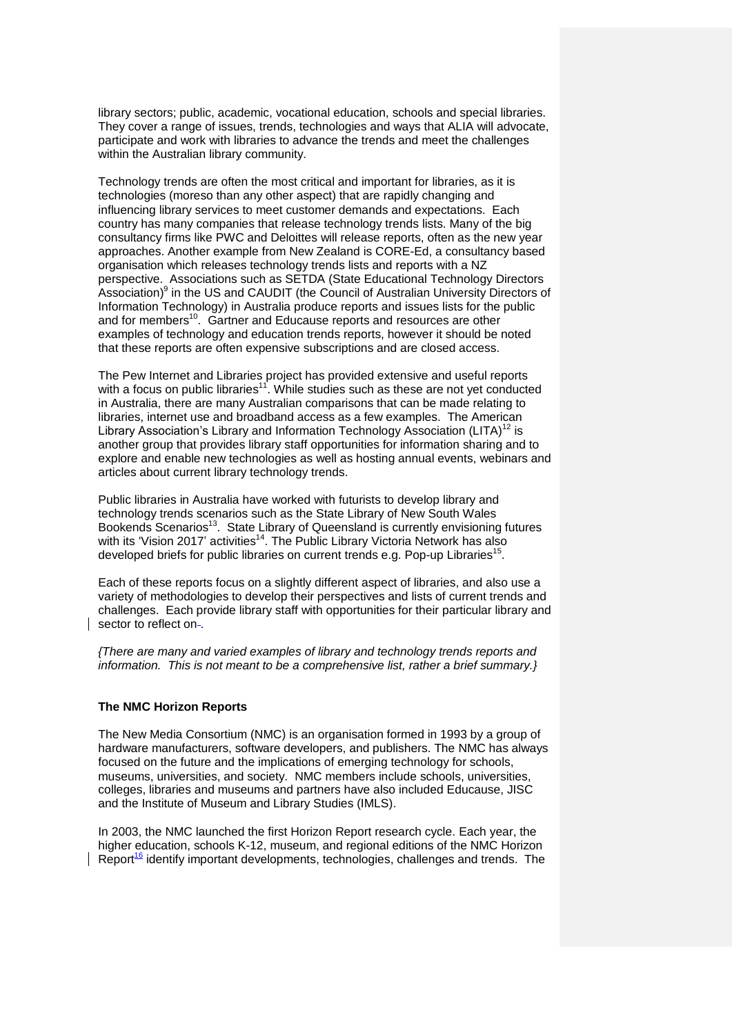library sectors; public, academic, vocational education, schools and special libraries. They cover a range of issues, trends, technologies and ways that ALIA will advocate, participate and work with libraries to advance the trends and meet the challenges within the Australian library community.

Technology trends are often the most critical and important for libraries, as it is technologies (moreso than any other aspect) that are rapidly changing and influencing library services to meet customer demands and expectations. Each country has many companies that release technology trends lists. Many of the big consultancy firms like PWC and Deloittes will release reports, often as the new year approaches. Another example from New Zealand is CORE-Ed, a consultancy based organisation which releases technology trends lists and reports with a NZ perspective. Associations such as SETDA (State Educational Technology Directors Association)[9] in the US and CAUDIT (the Council of Australian University Directors of Information Technology) in Australia produce reports and issues lists for the public and for members[10]. Gartner and Educause reports and resources are other examples of technology and education trends reports, however it should be noted that these reports are often expensive subscriptions and are closed access.

The Pew Internet and Libraries project has provided extensive and useful reports with a focus on public libraries[11]. While studies such as these are not yet conducted in Australia, there are many Australian comparisons that can be made relating to libraries, internet use and broadband access as a few examples. The American Library Association's Library and Information Technology Association (LITA)[12] is another group that provides library staff opportunities for information sharing and to explore and enable new technologies as well as hosting annual events, webinars and articles about current library technology trends.

Public libraries in Australia have worked with futurists to develop library and technology trends scenarios such as the State Library of New South Wales Bookends Scenarios[13]. State Library of Queensland is currently envisioning futures with its 'Vision 2017' activities[14]. The Public Library Victoria Network has also developed briefs for public libraries on current trends e.g. Pop-up Libraries[15].

Each of these reports focus on a slightly different aspect of libraries, and also use a variety of methodologies to develop their perspectives and lists of current trends and challenges. Each provide library staff with opportunities for their particular library and sector to reflect on.

*{There are many and varied examples of library and technology trends reports and information. This is not meant to be a comprehensive list, rather a brief summary.}*

**The NMC Horizon Reports**

The New Media Consortium (NMC) is an organisation formed in 1993 by a group of hardware manufacturers, software developers, and publishers. The NMC has always focused on the future and the implications of emerging technology for schools, museums, universities, and society. NMC members include schools, universities, colleges, libraries and museums and partners have also included Educause, JISC and the Institute of Museum and Library Studies (IMLS).

In 2003, the NMC launched the first Horizon Report research cycle. Each year, the higher education, schools K-12, museum, and regional editions of the NMC Horizon Report[16] identify important developments, technologies, challenges and trends. The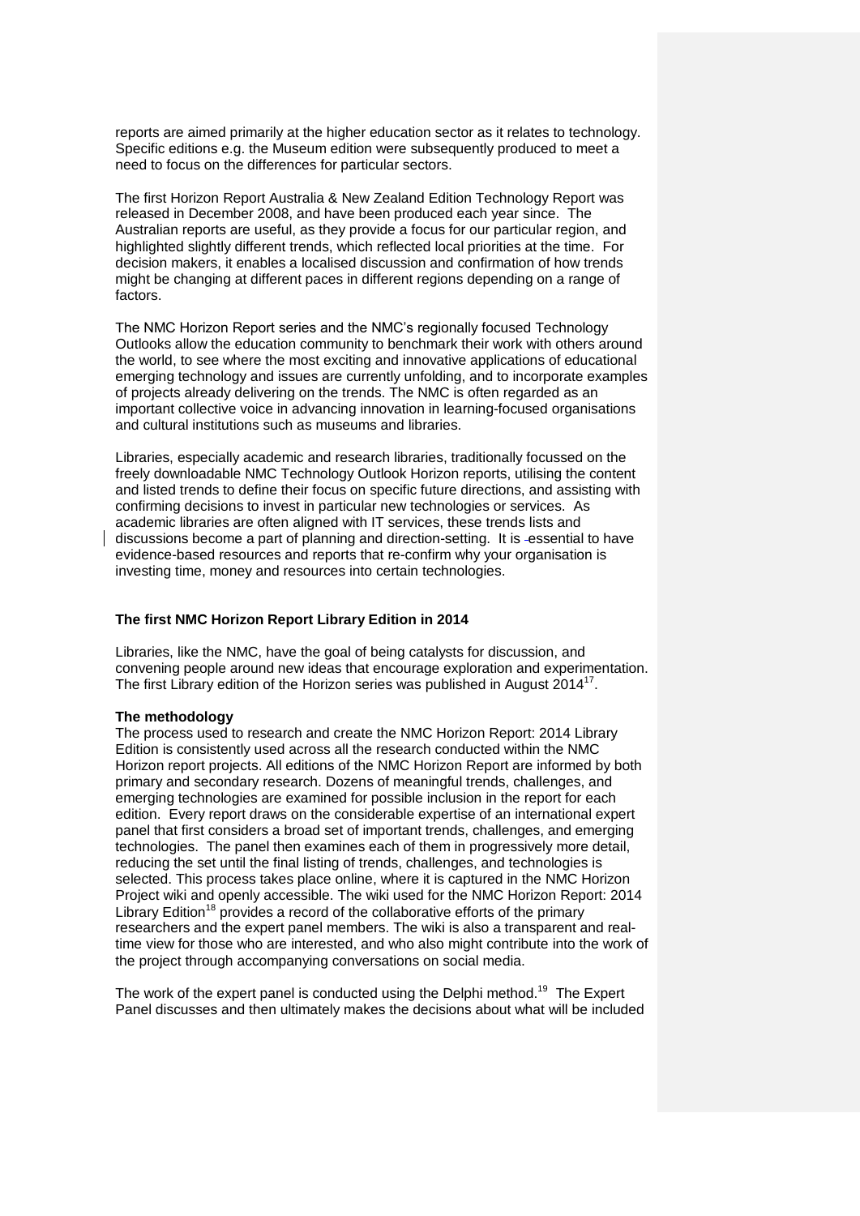reports are aimed primarily at the higher education sector as it relates to technology. Specific editions e.g. the Museum edition were subsequently produced to meet a need to focus on the differences for particular sectors.

The first Horizon Report Australia & New Zealand Edition Technology Report was released in December 2008, and have been produced each year since. The Australian reports are useful, as they provide a focus for our particular region, and highlighted slightly different trends, which reflected local priorities at the time. For decision makers, it enables a localised discussion and confirmation of how trends might be changing at different paces in different regions depending on a range of factors.

The NMC Horizon Report series and the NMC's regionally focused Technology Outlooks allow the education community to benchmark their work with others around the world, to see where the most exciting and innovative applications of educational emerging technology and issues are currently unfolding, and to incorporate examples of projects already delivering on the trends. The NMC is often regarded as an important collective voice in advancing innovation in learning-focused organisations and cultural institutions such as museums and libraries.

Libraries, especially academic and research libraries, traditionally focussed on the freely downloadable NMC Technology Outlook Horizon reports, utilising the content and listed trends to define their focus on specific future directions, and assisting with confirming decisions to invest in particular new technologies or services. As academic libraries are often aligned with IT services, these trends lists and discussions become a part of planning and direction-setting. It is essential to have evidence-based resources and reports that re-confirm why your organisation is investing time, money and resources into certain technologies.

**The first NMC Horizon Report Library Edition in 2014**

Libraries, like the NMC, have the goal of being catalysts for discussion, and convening people around new ideas that encourage exploration and experimentation. The first Library edition of the Horizon series was published in August 2014[17].

**The methodology**

The process used to research and create the NMC Horizon Report: 2014 Library Edition is consistently used across all the research conducted within the NMC Horizon report projects. All editions of the NMC Horizon Report are informed by both primary and secondary research. Dozens of meaningful trends, challenges, and emerging technologies are examined for possible inclusion in the report for each edition. Every report draws on the considerable expertise of an international expert panel that first considers a broad set of important trends, challenges, and emerging technologies. The panel then examines each of them in progressively more detail, reducing the set until the final listing of trends, challenges, and technologies is selected. This process takes place online, where it is captured in the NMC Horizon Project wiki and openly accessible. The wiki used for the NMC Horizon Report: 2014 Library Edition[18] provides a record of the collaborative efforts of the primary researchers and the expert panel members. The wiki is also a transparent and real-time view for those who are interested, and who also might contribute into the work of the project through accompanying conversations on social media.

The work of the expert panel is conducted using the Delphi method.[19] The Expert Panel discusses and then ultimately makes the decisions about what will be included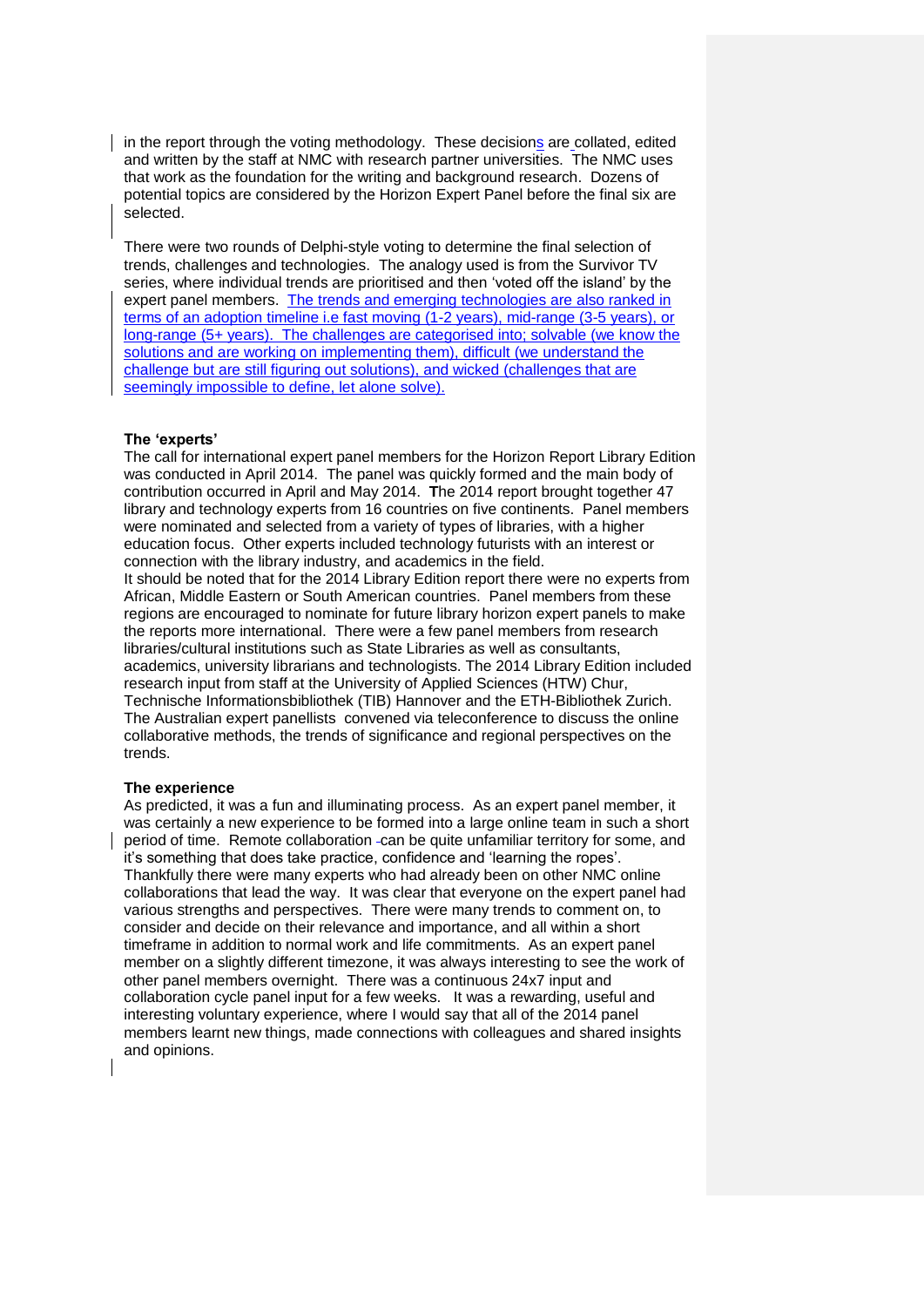in the report through the voting methodology. These decisions are collated, edited and written by the staff at NMC with research partner universities. The NMC uses that work as the foundation for the writing and background research. Dozens of potential topics are considered by the Horizon Expert Panel before the final six are selected.

There were two rounds of Delphi-style voting to determine the final selection of trends, challenges and technologies. The analogy used is from the Survivor TV series, where individual trends are prioritised and then 'voted off the island' by the expert panel members. The trends and emerging technologies are also ranked in terms of an adoption timeline i.e fast moving (1-2 years), mid-range (3-5 years), or long-range (5+ years). The challenges are categorised into; solvable (we know the solutions and are working on implementing them), difficult (we understand the challenge but are still figuring out solutions), and wicked (challenges that are seemingly impossible to define, let alone solve).

**The 'experts'**

The call for international expert panel members for the Horizon Report Library Edition was conducted in April 2014. The panel was quickly formed and the main body of contribution occurred in April and May 2014. The 2014 report brought together 47 library and technology experts from 16 countries on five continents. Panel members were nominated and selected from a variety of types of libraries, with a higher education focus. Other experts included technology futurists with an interest or connection with the library industry, and academics in the field.

It should be noted that for the 2014 Library Edition report there were no experts from African, Middle Eastern or South American countries. Panel members from these regions are encouraged to nominate for future library horizon expert panels to make the reports more international. There were a few panel members from research libraries/cultural institutions such as State Libraries as well as consultants, academics, university librarians and technologists. The 2014 Library Edition included research input from staff at the University of Applied Sciences (HTW) Chur, Technische Informationsbibliothek (TIB) Hannover and the ETH-Bibliothek Zurich. The Australian expert panellists convened via teleconference to discuss the online collaborative methods, the trends of significance and regional perspectives on the trends.

**The experience**

As predicted, it was a fun and illuminating process. As an expert panel member, it was certainly a new experience to be formed into a large online team in such a short period of time. Remote collaboration can be quite unfamiliar territory for some, and it's something that does take practice, confidence and 'learning the ropes'. Thankfully there were many experts who had already been on other NMC online collaborations that lead the way. It was clear that everyone on the expert panel had various strengths and perspectives. There were many trends to comment on, to consider and decide on their relevance and importance, and all within a short timeframe in addition to normal work and life commitments. As an expert panel member on a slightly different timezone, it was always interesting to see the work of other panel members overnight. There was a continuous 24x7 input and collaboration cycle panel input for a few weeks. It was a rewarding, useful and interesting voluntary experience, where I would say that all of the 2014 panel members learnt new things, made connections with colleagues and shared insights and opinions.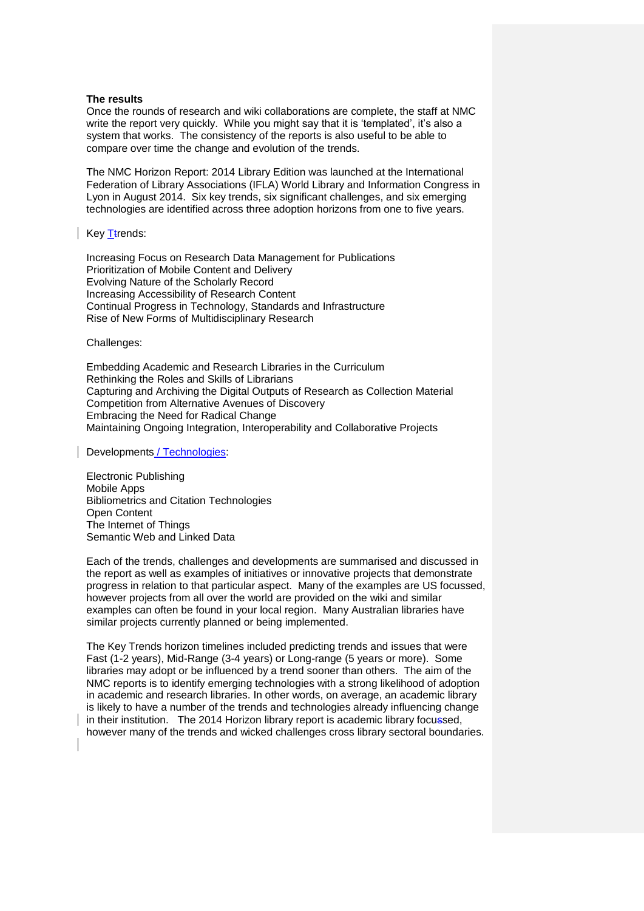**The results**

Once the rounds of research and wiki collaborations are complete, the staff at NMC write the report very quickly. While you might say that it is 'templated', it's also a system that works. The consistency of the reports is also useful to be able to compare over time the change and evolution of the trends.

The NMC Horizon Report: 2014 Library Edition was launched at the International Federation of Library Associations (IFLA) World Library and Information Congress in Lyon in August 2014. Six key trends, six significant challenges, and six emerging technologies are identified across three adoption horizons from one to five years.

Key Trends:

Increasing Focus on Research Data Management for Publications
Prioritization of Mobile Content and Delivery
Evolving Nature of the Scholarly Record
Increasing Accessibility of Research Content
Continual Progress in Technology, Standards and Infrastructure
Rise of New Forms of Multidisciplinary Research

Challenges:

Embedding Academic and Research Libraries in the Curriculum
Rethinking the Roles and Skills of Librarians
Capturing and Archiving the Digital Outputs of Research as Collection Material
Competition from Alternative Avenues of Discovery
Embracing the Need for Radical Change
Maintaining Ongoing Integration, Interoperability and Collaborative Projects

Developments / Technologies:

Electronic Publishing
Mobile Apps
Bibliometrics and Citation Technologies
Open Content
The Internet of Things
Semantic Web and Linked Data

Each of the trends, challenges and developments are summarised and discussed in the report as well as examples of initiatives or innovative projects that demonstrate progress in relation to that particular aspect. Many of the examples are US focussed, however projects from all over the world are provided on the wiki and similar examples can often be found in your local region. Many Australian libraries have similar projects currently planned or being implemented.

The Key Trends horizon timelines included predicting trends and issues that were Fast (1-2 years), Mid-Range (3-4 years) or Long-range (5 years or more). Some libraries may adopt or be influenced by a trend sooner than others. The aim of the NMC reports is to identify emerging technologies with a strong likelihood of adoption in academic and research libraries. In other words, on average, an academic library is likely to have a number of the trends and technologies already influencing change in their institution. The 2014 Horizon library report is academic library focussed, however many of the trends and wicked challenges cross library sectoral boundaries.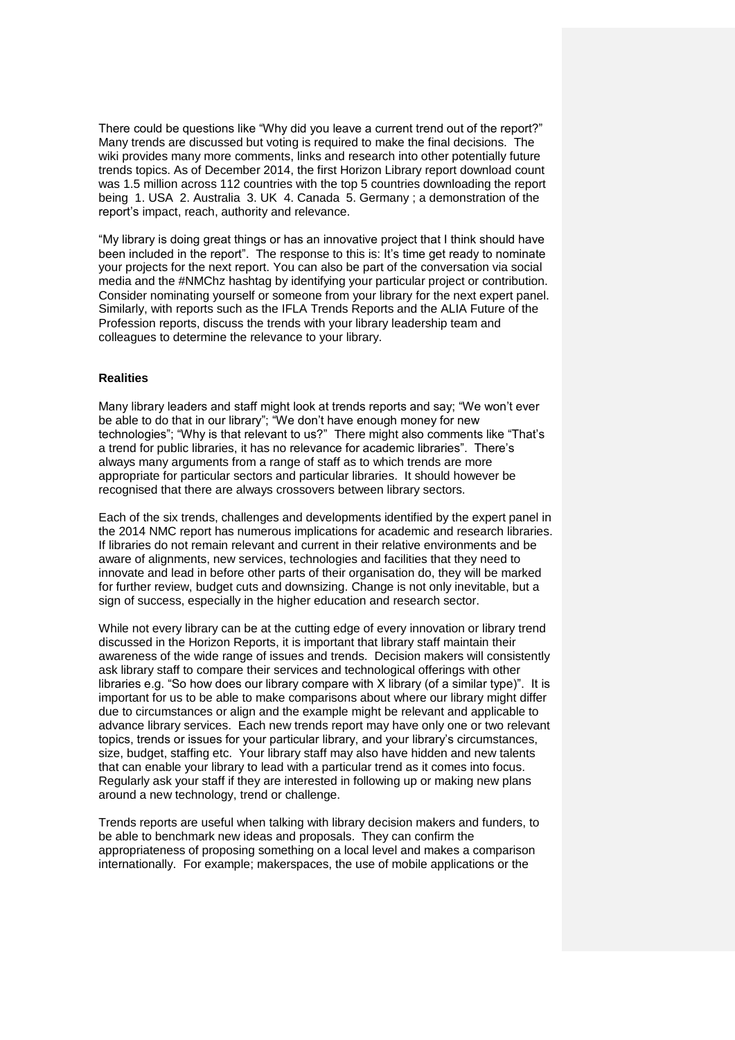There could be questions like "Why did you leave a current trend out of the report?" Many trends are discussed but voting is required to make the final decisions. The wiki provides many more comments, links and research into other potentially future trends topics. As of December 2014, the first Horizon Library report download count was 1.5 million across 112 countries with the top 5 countries downloading the report being 1. USA 2. Australia 3. UK 4. Canada 5. Germany ; a demonstration of the report's impact, reach, authority and relevance.

"My library is doing great things or has an innovative project that I think should have been included in the report". The response to this is: It's time get ready to nominate your projects for the next report. You can also be part of the conversation via social media and the #NMChz hashtag by identifying your particular project or contribution. Consider nominating yourself or someone from your library for the next expert panel. Similarly, with reports such as the IFLA Trends Reports and the ALIA Future of the Profession reports, discuss the trends with your library leadership team and colleagues to determine the relevance to your library.

**Realities**

Many library leaders and staff might look at trends reports and say; "We won't ever be able to do that in our library"; "We don't have enough money for new technologies"; "Why is that relevant to us?" There might also comments like "That's a trend for public libraries, it has no relevance for academic libraries". There's always many arguments from a range of staff as to which trends are more appropriate for particular sectors and particular libraries. It should however be recognised that there are always crossovers between library sectors.

Each of the six trends, challenges and developments identified by the expert panel in the 2014 NMC report has numerous implications for academic and research libraries. If libraries do not remain relevant and current in their relative environments and be aware of alignments, new services, technologies and facilities that they need to innovate and lead in before other parts of their organisation do, they will be marked for further review, budget cuts and downsizing. Change is not only inevitable, but a sign of success, especially in the higher education and research sector.

While not every library can be at the cutting edge of every innovation or library trend discussed in the Horizon Reports, it is important that library staff maintain their awareness of the wide range of issues and trends. Decision makers will consistently ask library staff to compare their services and technological offerings with other libraries e.g. "So how does our library compare with X library (of a similar type)". It is important for us to be able to make comparisons about where our library might differ due to circumstances or align and the example might be relevant and applicable to advance library services. Each new trends report may have only one or two relevant topics, trends or issues for your particular library, and your library's circumstances, size, budget, staffing etc. Your library staff may also have hidden and new talents that can enable your library to lead with a particular trend as it comes into focus. Regularly ask your staff if they are interested in following up or making new plans around a new technology, trend or challenge.

Trends reports are useful when talking with library decision makers and funders, to be able to benchmark new ideas and proposals. They can confirm the appropriateness of proposing something on a local level and makes a comparison internationally. For example; makerspaces, the use of mobile applications or the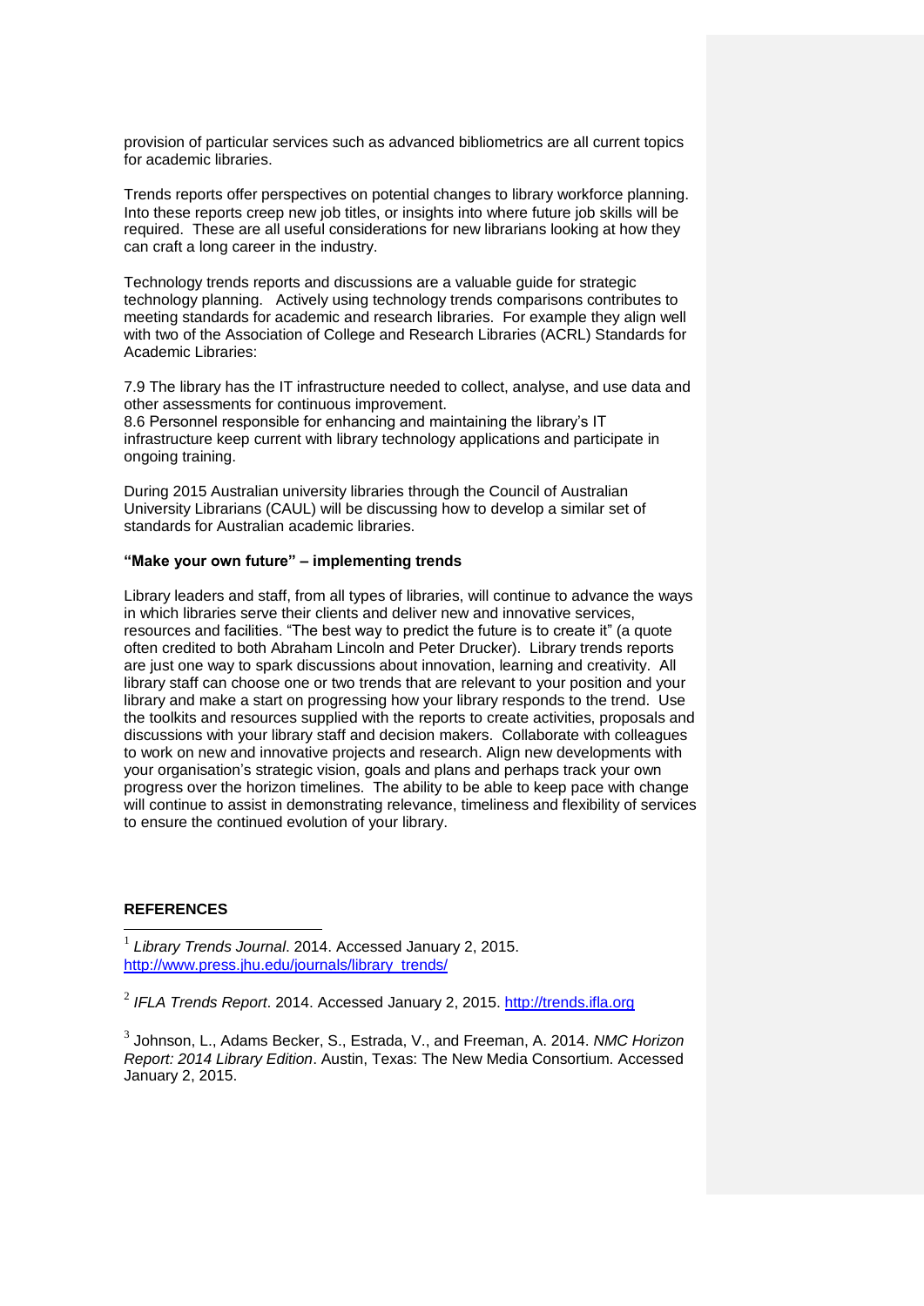provision of particular services such as advanced bibliometrics are all current topics for academic libraries.

Trends reports offer perspectives on potential changes to library workforce planning. Into these reports creep new job titles, or insights into where future job skills will be required. These are all useful considerations for new librarians looking at how they can craft a long career in the industry.

Technology trends reports and discussions are a valuable guide for strategic technology planning. Actively using technology trends comparisons contributes to meeting standards for academic and research libraries. For example they align well with two of the Association of College and Research Libraries (ACRL) Standards for Academic Libraries:

7.9 The library has the IT infrastructure needed to collect, analyse, and use data and other assessments for continuous improvement.
8.6 Personnel responsible for enhancing and maintaining the library's IT infrastructure keep current with library technology applications and participate in ongoing training.

During 2015 Australian university libraries through the Council of Australian University Librarians (CAUL) will be discussing how to develop a similar set of standards for Australian academic libraries.

**"Make your own future" – implementing trends**

Library leaders and staff, from all types of libraries, will continue to advance the ways in which libraries serve their clients and deliver new and innovative services, resources and facilities. "The best way to predict the future is to create it" (a quote often credited to both Abraham Lincoln and Peter Drucker). Library trends reports are just one way to spark discussions about innovation, learning and creativity. All library staff can choose one or two trends that are relevant to your position and your library and make a start on progressing how your library responds to the trend. Use the toolkits and resources supplied with the reports to create activities, proposals and discussions with your library staff and decision makers. Collaborate with colleagues to work on new and innovative projects and research. Align new developments with your organisation's strategic vision, goals and plans and perhaps track your own progress over the horizon timelines. The ability to be able to keep pace with change will continue to assist in demonstrating relevance, timeliness and flexibility of services to ensure the continued evolution of your library.

**REFERENCES**

---

[1] *Library Trends Journal*. 2014. Accessed January 2, 2015. http://www.press.jhu.edu/journals/library_trends/

[2] *IFLA Trends Report*. 2014. Accessed January 2, 2015. http://trends.ifla.org

[3] Johnson, L., Adams Becker, S., Estrada, V., and Freeman, A. 2014. *NMC Horizon Report: 2014 Library Edition*. Austin, Texas: The New Media Consortium. Accessed January 2, 2015.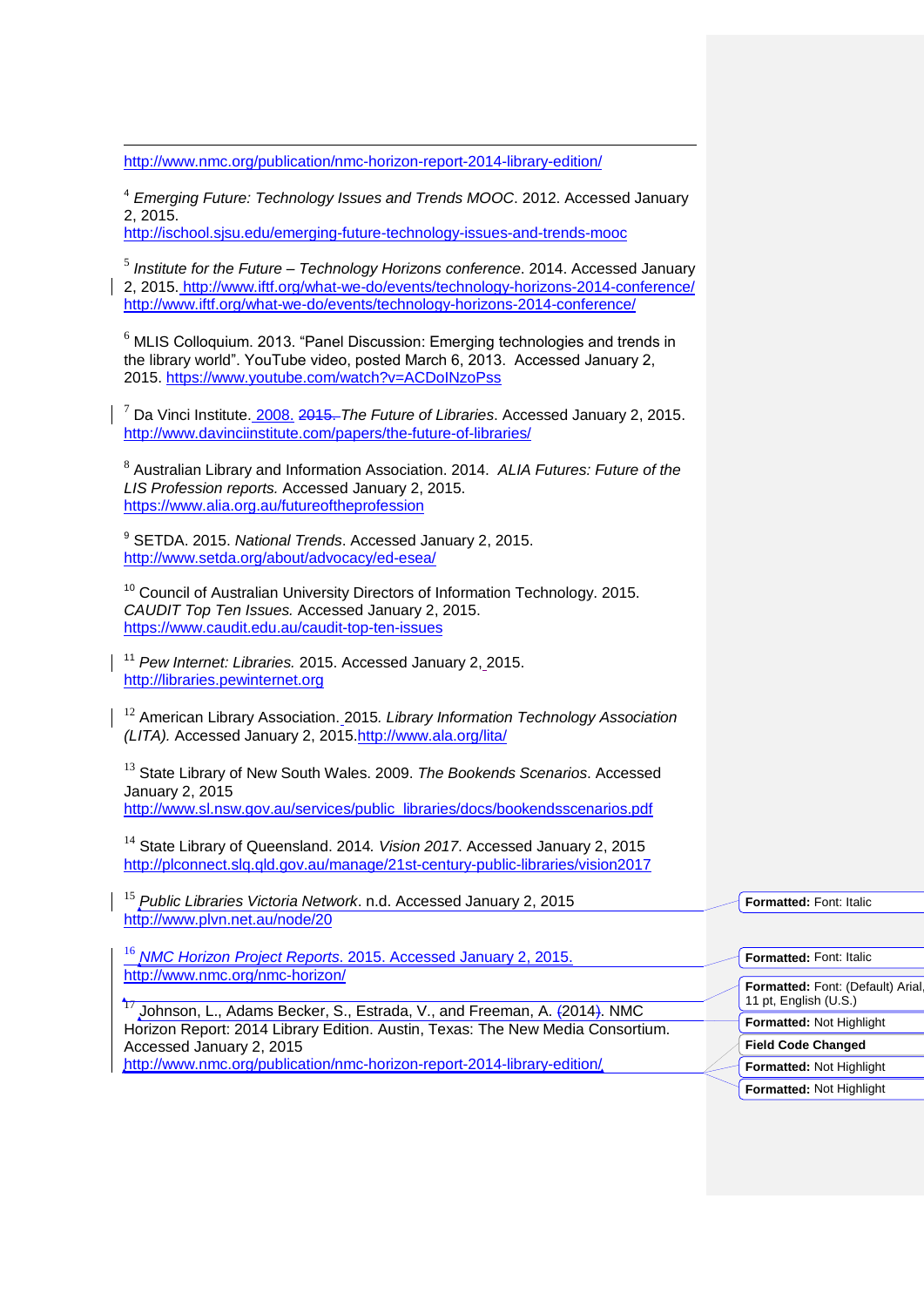http://www.nmc.org/publication/nmc-horizon-report-2014-library-edition/

[4] *Emerging Future: Technology Issues and Trends MOOC*. 2012. Accessed January 2, 2015.
http://ischool.sjsu.edu/emerging-future-technology-issues-and-trends-mooc

[5] *Institute for the Future – Technology Horizons conference*. 2014. Accessed January 2, 2015. http://www.iftf.org/what-we-do/events/technology-horizons-2014-conference/
http://www.iftf.org/what-we-do/events/technology-horizons-2014-conference/

[6] MLIS Colloquium. 2013. "Panel Discussion: Emerging technologies and trends in the library world". YouTube video, posted March 6, 2013. Accessed January 2, 2015. https://www.youtube.com/watch?v=ACDoINzoPss

[7] Da Vinci Institute. 2008. ~~2015.~~ *The Future of Libraries*. Accessed January 2, 2015.
http://www.davinciinstitute.com/papers/the-future-of-libraries/

[8] Australian Library and Information Association. 2014. *ALIA Futures: Future of the LIS Profession reports.* Accessed January 2, 2015.
https://www.alia.org.au/futureoftheprofession

[9] SETDA. 2015. *National Trends*. Accessed January 2, 2015.
http://www.setda.org/about/advocacy/ed-esea/

[10] Council of Australian University Directors of Information Technology. 2015. *CAUDIT Top Ten Issues.* Accessed January 2, 2015.
https://www.caudit.edu.au/caudit-top-ten-issues

[11] *Pew Internet: Libraries.* 2015. Accessed January 2, 2015.
http://libraries.pewinternet.org

[12] American Library Association. 2015. *Library Information Technology Association (LITA).* Accessed January 2, 2015.http://www.ala.org/lita/

[13] State Library of New South Wales. 2009. *The Bookends Scenarios*. Accessed January 2, 2015
http://www.sl.nsw.gov.au/services/public_libraries/docs/bookendsscenarios.pdf

[14] State Library of Queensland. 2014. *Vision 2017*. Accessed January 2, 2015
http://plconnect.slq.qld.gov.au/manage/21st-century-public-libraries/vision2017

[15] *Public Libraries Victoria Network*. n.d. Accessed January 2, 2015
http://www.plvn.net.au/node/20

[16] *NMC Horizon Project Reports*. 2015. Accessed January 2, 2015.
http://www.nmc.org/nmc-horizon/

[17] Johnson, L., Adams Becker, S., Estrada, V., and Freeman, A. (2014). NMC Horizon Report: 2014 Library Edition. Austin, Texas: The New Media Consortium. Accessed January 2, 2015
http://www.nmc.org/publication/nmc-horizon-report-2014-library-edition/

Formatted: Font: Italic

Formatted: Font: Italic

Formatted: Font: (Default) Arial, 11 pt, English (U.S.)

Formatted: Not Highlight

Field Code Changed

Formatted: Not Highlight

Formatted: Not Highlight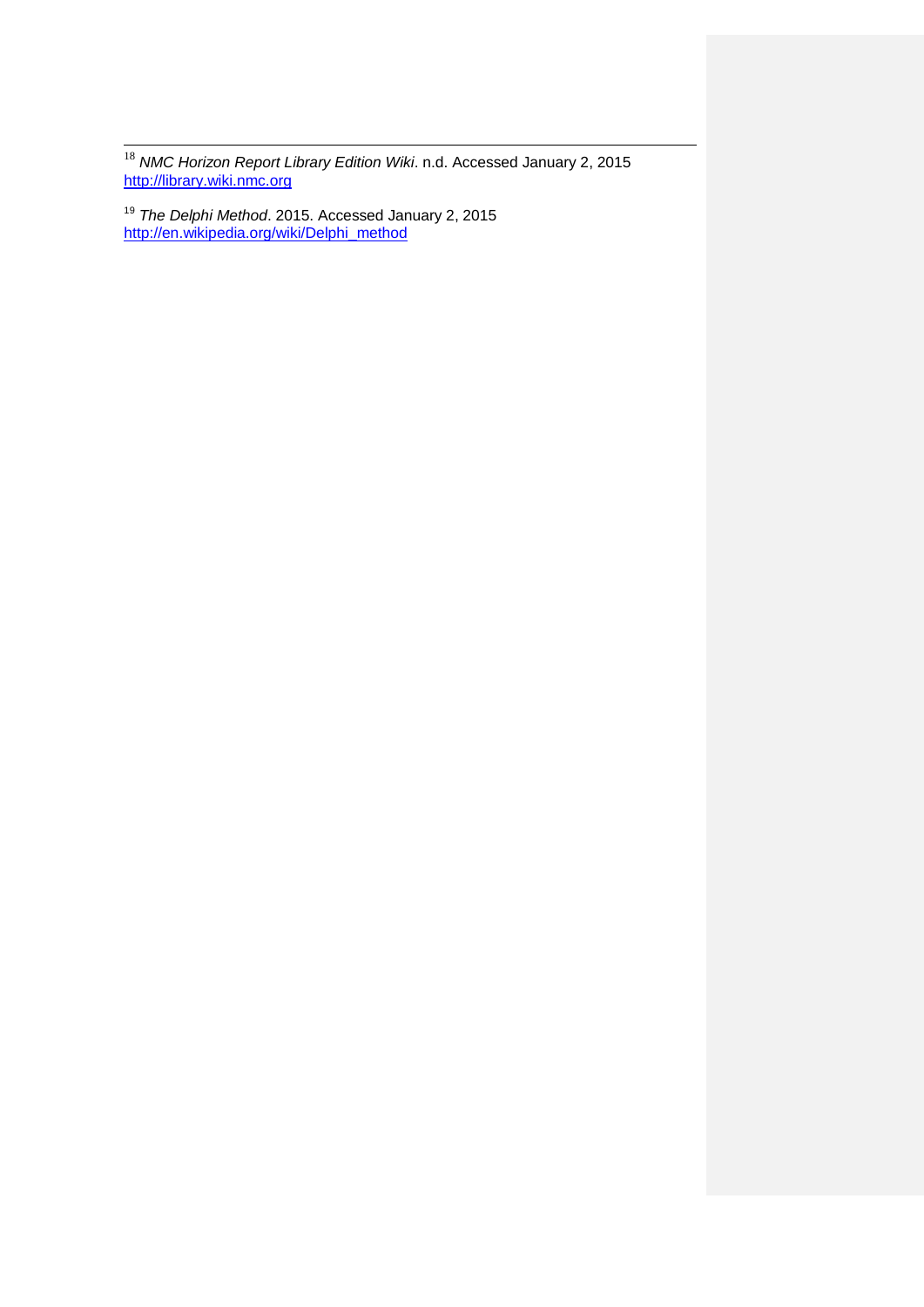[18] *NMC Horizon Report Library Edition Wiki*. n.d. Accessed January 2, 2015 http://library.wiki.nmc.org

[19] *The Delphi Method*. 2015. Accessed January 2, 2015 http://en.wikipedia.org/wiki/Delphi_method